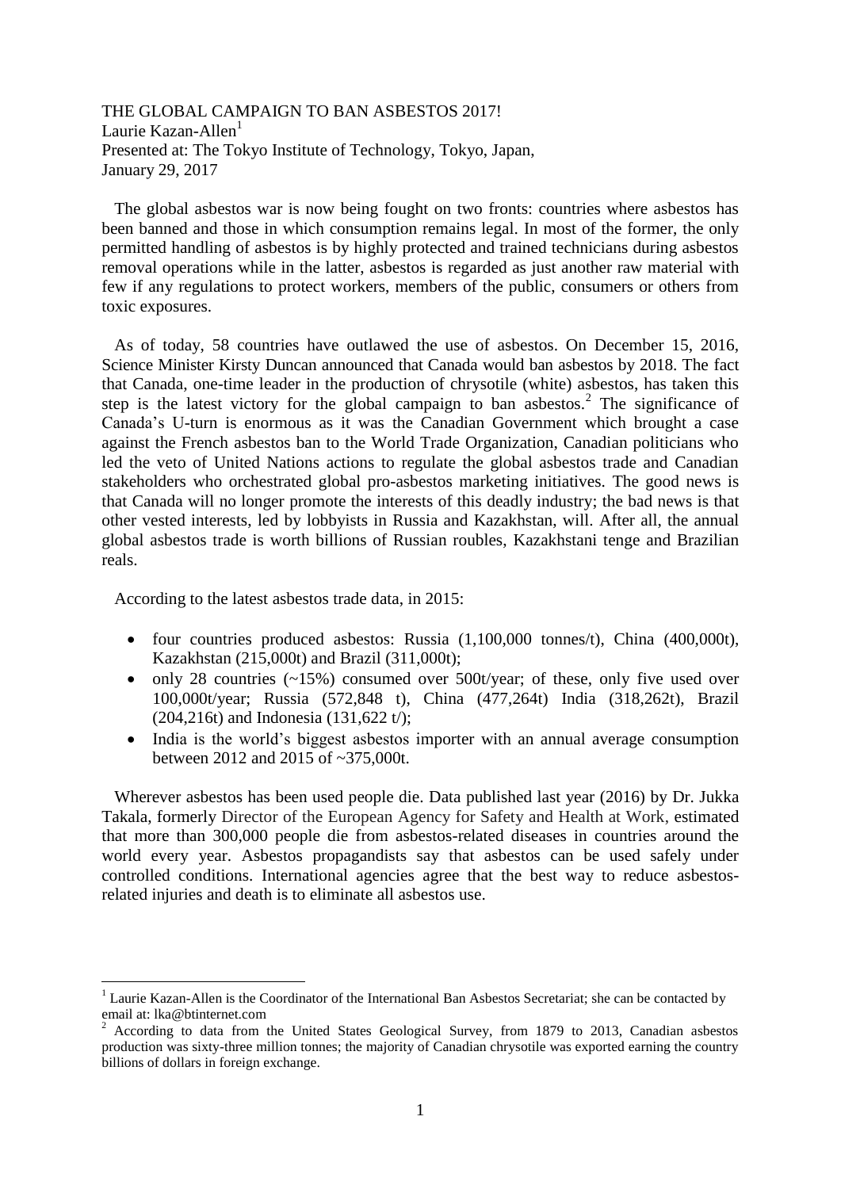THE GLOBAL CAMPAIGN TO BAN ASBESTOS 2017!

Laurie Kazan-Allen[1]

Presented at: The Tokyo Institute of Technology, Tokyo, Japan,
January 29, 2017

The global asbestos war is now being fought on two fronts: countries where asbestos has been banned and those in which consumption remains legal. In most of the former, the only permitted handling of asbestos is by highly protected and trained technicians during asbestos removal operations while in the latter, asbestos is regarded as just another raw material with few if any regulations to protect workers, members of the public, consumers or others from toxic exposures.

As of today, 58 countries have outlawed the use of asbestos. On December 15, 2016, Science Minister Kirsty Duncan announced that Canada would ban asbestos by 2018. The fact that Canada, one-time leader in the production of chrysotile (white) asbestos, has taken this step is the latest victory for the global campaign to ban asbestos.[2] The significance of Canada's U-turn is enormous as it was the Canadian Government which brought a case against the French asbestos ban to the World Trade Organization, Canadian politicians who led the veto of United Nations actions to regulate the global asbestos trade and Canadian stakeholders who orchestrated global pro-asbestos marketing initiatives. The good news is that Canada will no longer promote the interests of this deadly industry; the bad news is that other vested interests, led by lobbyists in Russia and Kazakhstan, will. After all, the annual global asbestos trade is worth billions of Russian roubles, Kazakhstani tenge and Brazilian reals.

According to the latest asbestos trade data, in 2015:

- four countries produced asbestos: Russia (1,100,000 tonnes/t), China (400,000t), Kazakhstan (215,000t) and Brazil (311,000t);
- only 28 countries (~15%) consumed over 500t/year; of these, only five used over 100,000t/year; Russia (572,848 t), China (477,264t) India (318,262t), Brazil (204,216t) and Indonesia (131,622 t/);
- India is the world's biggest asbestos importer with an annual average consumption between 2012 and 2015 of ~375,000t.

Wherever asbestos has been used people die. Data published last year (2016) by Dr. Jukka Takala, formerly Director of the European Agency for Safety and Health at Work, estimated that more than 300,000 people die from asbestos-related diseases in countries around the world every year. Asbestos propagandists say that asbestos can be used safely under controlled conditions. International agencies agree that the best way to reduce asbestos-related injuries and death is to eliminate all asbestos use.

---

[1] Laurie Kazan-Allen is the Coordinator of the International Ban Asbestos Secretariat; she can be contacted by email at: lka@btinternet.com

[2] According to data from the United States Geological Survey, from 1879 to 2013, Canadian asbestos production was sixty-three million tonnes; the majority of Canadian chrysotile was exported earning the country billions of dollars in foreign exchange.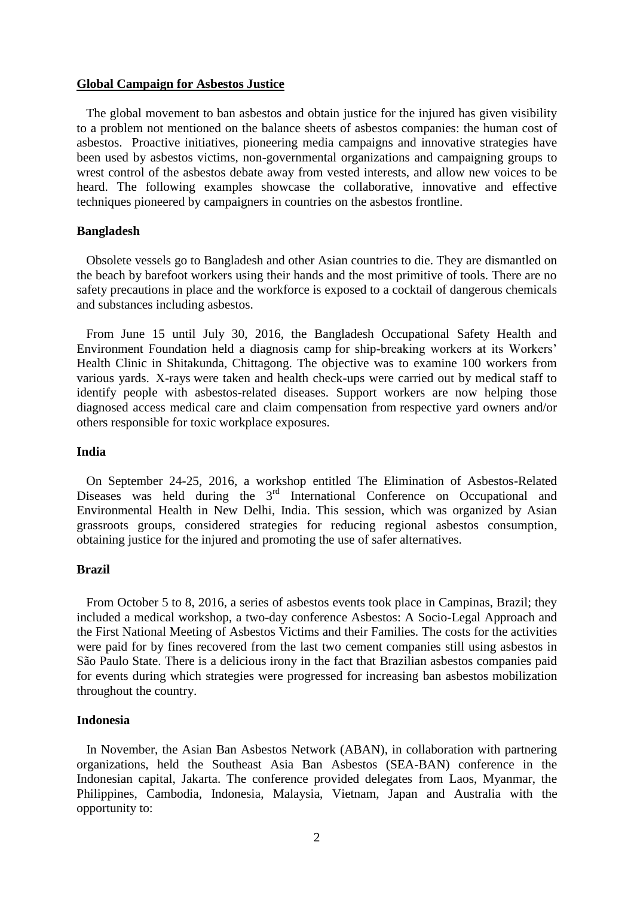## Global Campaign for Asbestos Justice

The global movement to ban asbestos and obtain justice for the injured has given visibility to a problem not mentioned on the balance sheets of asbestos companies: the human cost of asbestos. Proactive initiatives, pioneering media campaigns and innovative strategies have been used by asbestos victims, non-governmental organizations and campaigning groups to wrest control of the asbestos debate away from vested interests, and allow new voices to be heard. The following examples showcase the collaborative, innovative and effective techniques pioneered by campaigners in countries on the asbestos frontline.

### Bangladesh

Obsolete vessels go to Bangladesh and other Asian countries to die. They are dismantled on the beach by barefoot workers using their hands and the most primitive of tools. There are no safety precautions in place and the workforce is exposed to a cocktail of dangerous chemicals and substances including asbestos.

From June 15 until July 30, 2016, the Bangladesh Occupational Safety Health and Environment Foundation held a diagnosis camp for ship-breaking workers at its Workers' Health Clinic in Shitakunda, Chittagong. The objective was to examine 100 workers from various yards. X-rays were taken and health check-ups were carried out by medical staff to identify people with asbestos-related diseases. Support workers are now helping those diagnosed access medical care and claim compensation from respective yard owners and/or others responsible for toxic workplace exposures.

### India

On September 24-25, 2016, a workshop entitled The Elimination of Asbestos-Related Diseases was held during the 3rd International Conference on Occupational and Environmental Health in New Delhi, India. This session, which was organized by Asian grassroots groups, considered strategies for reducing regional asbestos consumption, obtaining justice for the injured and promoting the use of safer alternatives.

### Brazil

From October 5 to 8, 2016, a series of asbestos events took place in Campinas, Brazil; they included a medical workshop, a two-day conference Asbestos: A Socio-Legal Approach and the First National Meeting of Asbestos Victims and their Families. The costs for the activities were paid for by fines recovered from the last two cement companies still using asbestos in São Paulo State. There is a delicious irony in the fact that Brazilian asbestos companies paid for events during which strategies were progressed for increasing ban asbestos mobilization throughout the country.

### Indonesia

In November, the Asian Ban Asbestos Network (ABAN), in collaboration with partnering organizations, held the Southeast Asia Ban Asbestos (SEA-BAN) conference in the Indonesian capital, Jakarta. The conference provided delegates from Laos, Myanmar, the Philippines, Cambodia, Indonesia, Malaysia, Vietnam, Japan and Australia with the opportunity to: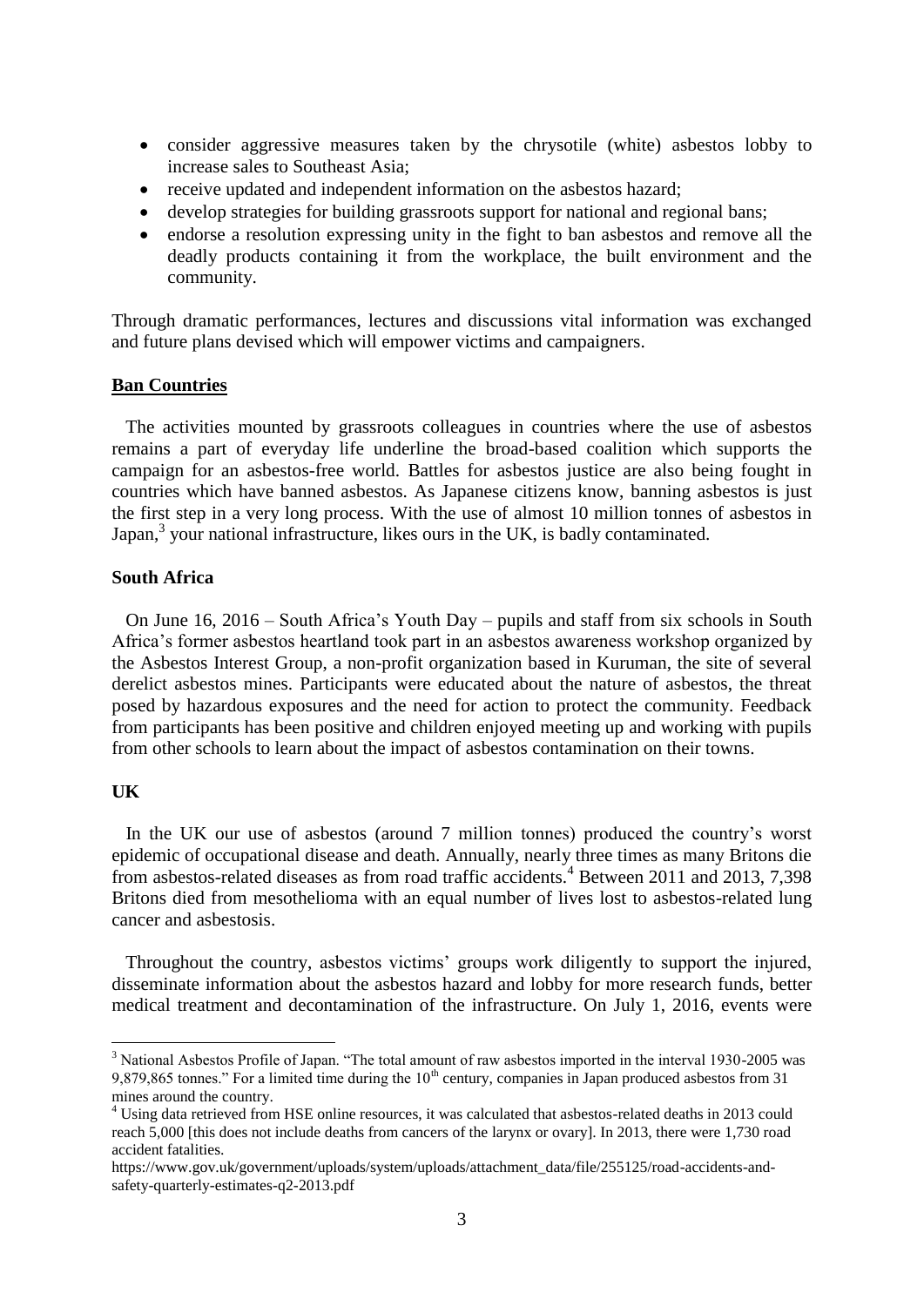- consider aggressive measures taken by the chrysotile (white) asbestos lobby to increase sales to Southeast Asia;
- receive updated and independent information on the asbestos hazard;
- develop strategies for building grassroots support for national and regional bans;
- endorse a resolution expressing unity in the fight to ban asbestos and remove all the deadly products containing it from the workplace, the built environment and the community.

Through dramatic performances, lectures and discussions vital information was exchanged and future plans devised which will empower victims and campaigners.

### **Ban Countries**

The activities mounted by grassroots colleagues in countries where the use of asbestos remains a part of everyday life underline the broad-based coalition which supports the campaign for an asbestos-free world. Battles for asbestos justice are also being fought in countries which have banned asbestos. As Japanese citizens know, banning asbestos is just the first step in a very long process. With the use of almost 10 million tonnes of asbestos in Japan,[3] your national infrastructure, likes ours in the UK, is badly contaminated.

### South Africa

On June 16, 2016 – South Africa's Youth Day – pupils and staff from six schools in South Africa's former asbestos heartland took part in an asbestos awareness workshop organized by the Asbestos Interest Group, a non-profit organization based in Kuruman, the site of several derelict asbestos mines. Participants were educated about the nature of asbestos, the threat posed by hazardous exposures and the need for action to protect the community. Feedback from participants has been positive and children enjoyed meeting up and working with pupils from other schools to learn about the impact of asbestos contamination on their towns.

### UK

In the UK our use of asbestos (around 7 million tonnes) produced the country's worst epidemic of occupational disease and death. Annually, nearly three times as many Britons die from asbestos-related diseases as from road traffic accidents.[4] Between 2011 and 2013, 7,398 Britons died from mesothelioma with an equal number of lives lost to asbestos-related lung cancer and asbestosis.

Throughout the country, asbestos victims' groups work diligently to support the injured, disseminate information about the asbestos hazard and lobby for more research funds, better medical treatment and decontamination of the infrastructure. On July 1, 2016, events were

---

[3] National Asbestos Profile of Japan. "The total amount of raw asbestos imported in the interval 1930-2005 was 9,879,865 tonnes." For a limited time during the 10th century, companies in Japan produced asbestos from 31 mines around the country.

[4] Using data retrieved from HSE online resources, it was calculated that asbestos-related deaths in 2013 could reach 5,000 [this does not include deaths from cancers of the larynx or ovary]. In 2013, there were 1,730 road accident fatalities.
https://www.gov.uk/government/uploads/system/uploads/attachment_data/file/255125/road-accidents-and-safety-quarterly-estimates-q2-2013.pdf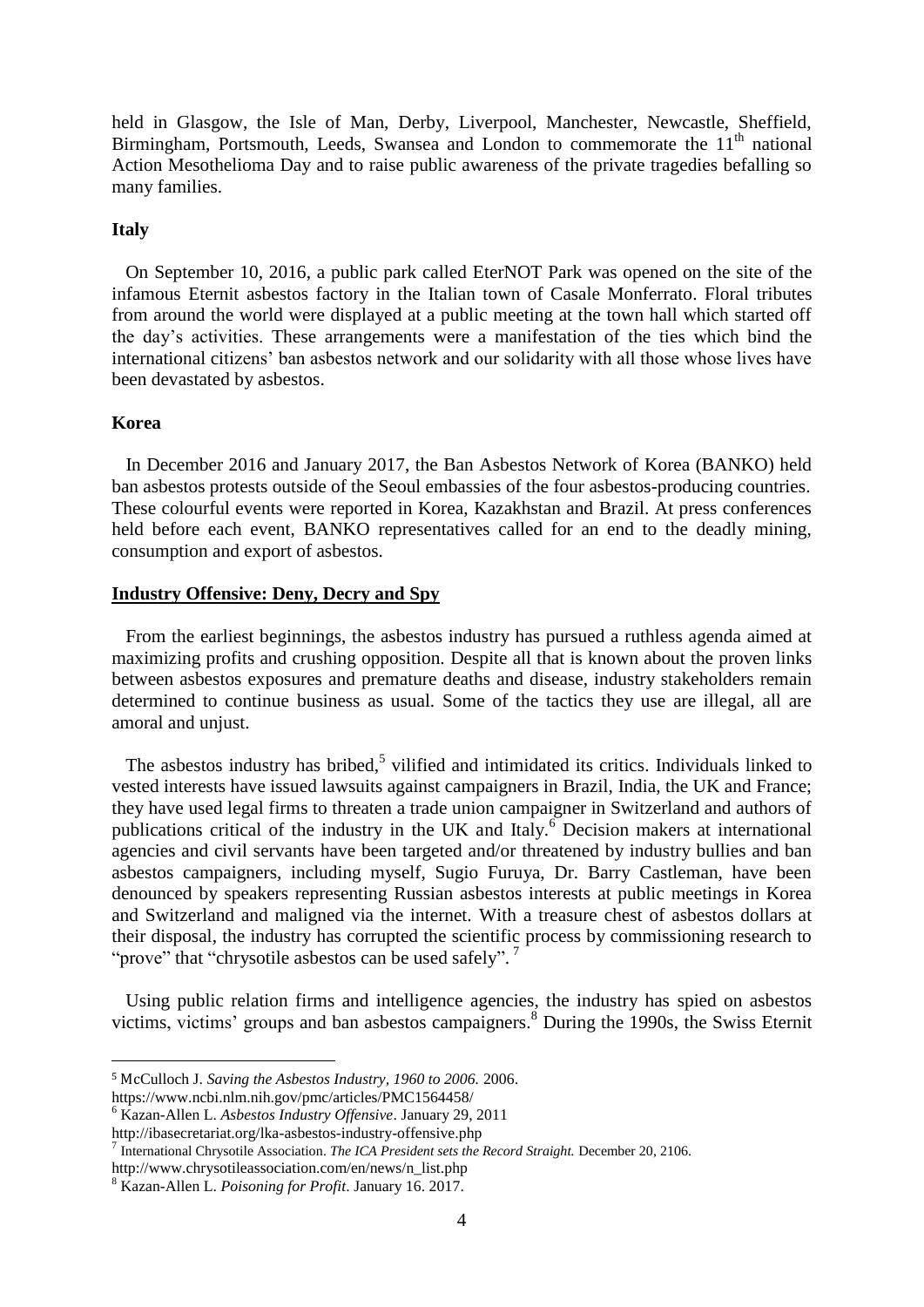held in Glasgow, the Isle of Man, Derby, Liverpool, Manchester, Newcastle, Sheffield, Birmingham, Portsmouth, Leeds, Swansea and London to commemorate the 11th national Action Mesothelioma Day and to raise public awareness of the private tragedies befalling so many families.

**Italy**

On September 10, 2016, a public park called EterNOT Park was opened on the site of the infamous Eternit asbestos factory in the Italian town of Casale Monferrato. Floral tributes from around the world were displayed at a public meeting at the town hall which started off the day's activities. These arrangements were a manifestation of the ties which bind the international citizens' ban asbestos network and our solidarity with all those whose lives have been devastated by asbestos.

**Korea**

In December 2016 and January 2017, the Ban Asbestos Network of Korea (BANKO) held ban asbestos protests outside of the Seoul embassies of the four asbestos-producing countries. These colourful events were reported in Korea, Kazakhstan and Brazil. At press conferences held before each event, BANKO representatives called for an end to the deadly mining, consumption and export of asbestos.

**Industry Offensive: Deny, Decry and Spy**

From the earliest beginnings, the asbestos industry has pursued a ruthless agenda aimed at maximizing profits and crushing opposition. Despite all that is known about the proven links between asbestos exposures and premature deaths and disease, industry stakeholders remain determined to continue business as usual. Some of the tactics they use are illegal, all are amoral and unjust.

The asbestos industry has bribed,[5] vilified and intimidated its critics. Individuals linked to vested interests have issued lawsuits against campaigners in Brazil, India, the UK and France; they have used legal firms to threaten a trade union campaigner in Switzerland and authors of publications critical of the industry in the UK and Italy.[6] Decision makers at international agencies and civil servants have been targeted and/or threatened by industry bullies and ban asbestos campaigners, including myself, Sugio Furuya, Dr. Barry Castleman, have been denounced by speakers representing Russian asbestos interests at public meetings in Korea and Switzerland and maligned via the internet. With a treasure chest of asbestos dollars at their disposal, the industry has corrupted the scientific process by commissioning research to "prove" that "chrysotile asbestos can be used safely".[7]

Using public relation firms and intelligence agencies, the industry has spied on asbestos victims, victims' groups and ban asbestos campaigners.[8] During the 1990s, the Swiss Eternit

---

[5] McCulloch J. *Saving the Asbestos Industry, 1960 to 2006.* 2006.
https://www.ncbi.nlm.nih.gov/pmc/articles/PMC1564458/

[6] Kazan-Allen L. *Asbestos Industry Offensive*. January 29, 2011
http://ibasecretariat.org/lka-asbestos-industry-offensive.php

[7] International Chrysotile Association. *The ICA President sets the Record Straight.* December 20, 2106.
http://www.chrysotileassociation.com/en/news/n_list.php

[8] Kazan-Allen L. *Poisoning for Profit*. January 16. 2017.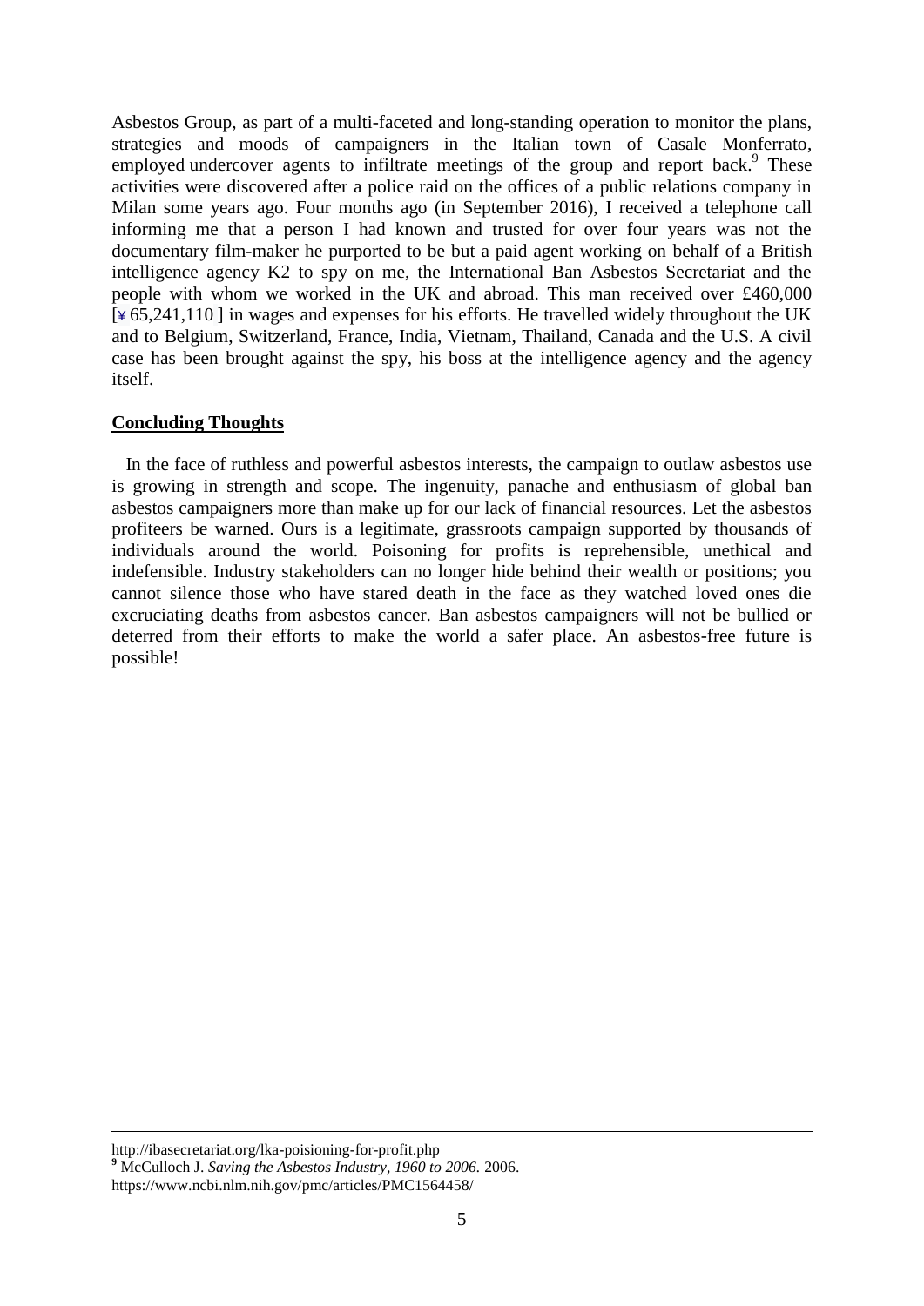Asbestos Group, as part of a multi-faceted and long-standing operation to monitor the plans, strategies and moods of campaigners in the Italian town of Casale Monferrato, employed undercover agents to infiltrate meetings of the group and report back.[9] These activities were discovered after a police raid on the offices of a public relations company in Milan some years ago. Four months ago (in September 2016), I received a telephone call informing me that a person I had known and trusted for over four years was not the documentary film-maker he purported to be but a paid agent working on behalf of a British intelligence agency K2 to spy on me, the International Ban Asbestos Secretariat and the people with whom we worked in the UK and abroad. This man received over £460,000 [¥65,241,110 ] in wages and expenses for his efforts. He travelled widely throughout the UK and to Belgium, Switzerland, France, India, Vietnam, Thailand, Canada and the U.S. A civil case has been brought against the spy, his boss at the intelligence agency and the agency itself.

## Concluding Thoughts

In the face of ruthless and powerful asbestos interests, the campaign to outlaw asbestos use is growing in strength and scope. The ingenuity, panache and enthusiasm of global ban asbestos campaigners more than make up for our lack of financial resources. Let the asbestos profiteers be warned. Ours is a legitimate, grassroots campaign supported by thousands of individuals around the world. Poisoning for profits is reprehensible, unethical and indefensible. Industry stakeholders can no longer hide behind their wealth or positions; you cannot silence those who have stared death in the face as they watched loved ones die excruciating deaths from asbestos cancer. Ban asbestos campaigners will not be bullied or deterred from their efforts to make the world a safer place. An asbestos-free future is possible!

---

http://ibasecretariat.org/lka-poisioning-for-profit.php

[9] McCulloch J. *Saving the Asbestos Industry, 1960 to 2006.* 2006. https://www.ncbi.nlm.nih.gov/pmc/articles/PMC1564458/